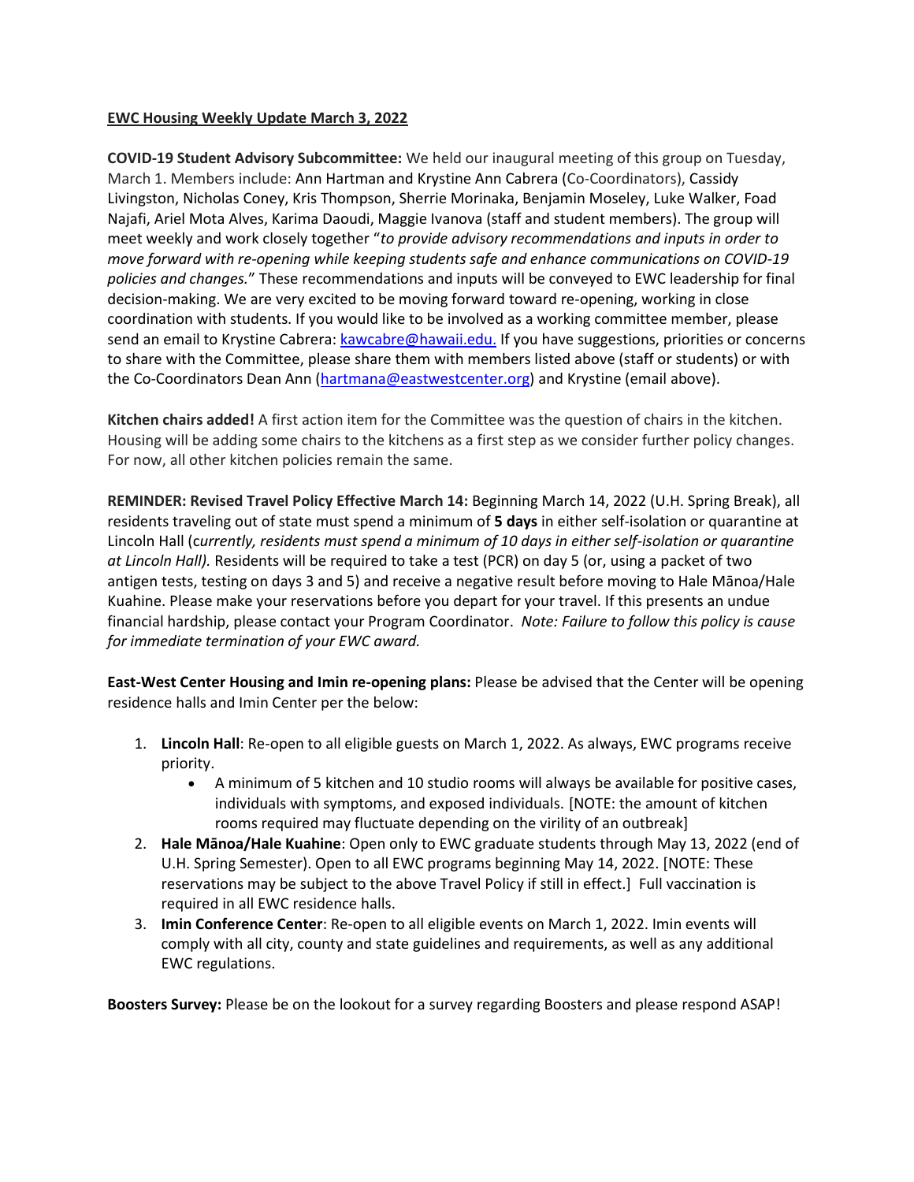**EWC Housing Weekly Update March 3, 2022**

**COVID-19 Student Advisory Subcommittee:** We held our inaugural meeting of this group on Tuesday, March 1. Members include: Ann Hartman and Krystine Ann Cabrera (Co-Coordinators), Cassidy Livingston, Nicholas Coney, Kris Thompson, Sherrie Morinaka, Benjamin Moseley, Luke Walker, Foad Najafi, Ariel Mota Alves, Karima Daoudi, Maggie Ivanova (staff and student members). The group will meet weekly and work closely together "*to provide advisory recommendations and inputs in order to move forward with re-opening while keeping students safe and enhance communications on COVID-19 policies and changes.*" These recommendations and inputs will be conveyed to EWC leadership for final decision-making. We are very excited to be moving forward toward re-opening, working in close coordination with students. If you would like to be involved as a working committee member, please send an email to Krystine Cabrera: kawcabre@hawaii.edu. If you have suggestions, priorities or concerns to share with the Committee, please share them with members listed above (staff or students) or with the Co-Coordinators Dean Ann (hartmana@eastwestcenter.org) and Krystine (email above).

**Kitchen chairs added!** A first action item for the Committee was the question of chairs in the kitchen. Housing will be adding some chairs to the kitchens as a first step as we consider further policy changes. For now, all other kitchen policies remain the same.

**REMINDER: Revised Travel Policy Effective March 14:** Beginning March 14, 2022 (U.H. Spring Break), all residents traveling out of state must spend a minimum of **5 days** in either self-isolation or quarantine at Lincoln Hall (c*urrently, residents must spend a minimum of 10 days in either self-isolation or quarantine at Lincoln Hall).* Residents will be required to take a test (PCR) on day 5 (or, using a packet of two antigen tests, testing on days 3 and 5) and receive a negative result before moving to Hale Mānoa/Hale Kuahine. Please make your reservations before you depart for your travel. If this presents an undue financial hardship, please contact your Program Coordinator. *Note: Failure to follow this policy is cause for immediate termination of your EWC award.*

**East-West Center Housing and Imin re-opening plans:** Please be advised that the Center will be opening residence halls and Imin Center per the below:

1. **Lincoln Hall**: Re-open to all eligible guests on March 1, 2022. As always, EWC programs receive priority.
    - A minimum of 5 kitchen and 10 studio rooms will always be available for positive cases, individuals with symptoms, and exposed individuals. [NOTE: the amount of kitchen rooms required may fluctuate depending on the virility of an outbreak]
2. **Hale Mānoa/Hale Kuahine**: Open only to EWC graduate students through May 13, 2022 (end of U.H. Spring Semester). Open to all EWC programs beginning May 14, 2022. [NOTE: These reservations may be subject to the above Travel Policy if still in effect.] Full vaccination is required in all EWC residence halls.
3. **Imin Conference Center**: Re-open to all eligible events on March 1, 2022. Imin events will comply with all city, county and state guidelines and requirements, as well as any additional EWC regulations.

**Boosters Survey:** Please be on the lookout for a survey regarding Boosters and please respond ASAP!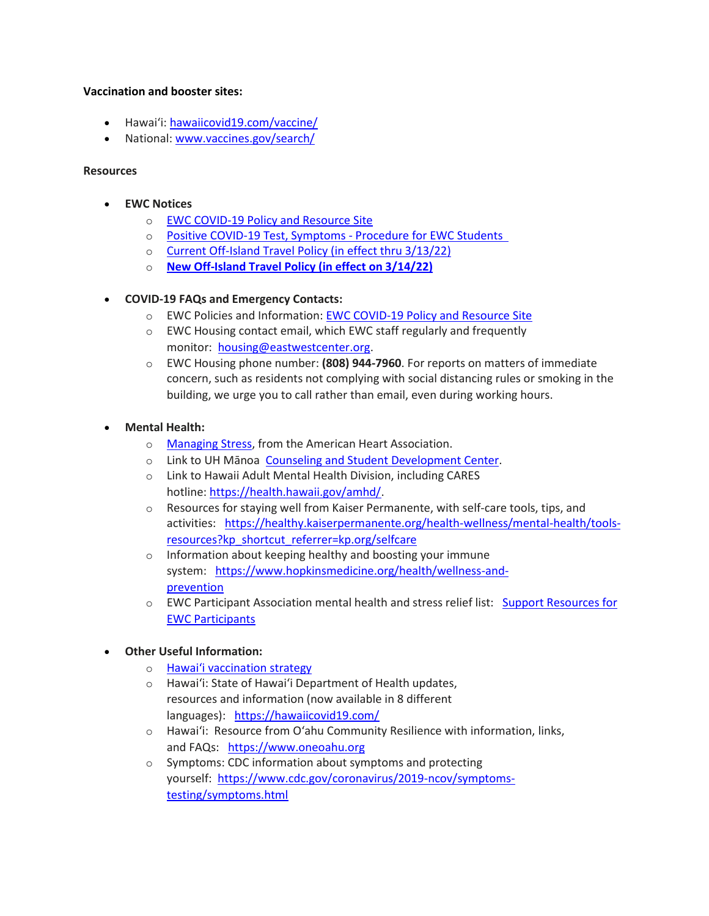**Vaccination and booster sites:**

- Hawaiʻi: [hawaiicovid19.com/vaccine/](hawaiicovid19.com/vaccine/)
- National: [www.vaccines.gov/search/](www.vaccines.gov/search/)

**Resources**

- **EWC Notices**
  - EWC COVID-19 Policy and Resource Site
  - Positive COVID-19 Test, Symptoms - Procedure for EWC Students
  - Current Off-Island Travel Policy (in effect thru 3/13/22)
  - **New Off-Island Travel Policy (in effect on 3/14/22)**

- **COVID-19 FAQs and Emergency Contacts:**
  - EWC Policies and Information: EWC COVID-19 Policy and Resource Site
  - EWC Housing contact email, which EWC staff regularly and frequently monitor: housing@eastwestcenter.org.
  - EWC Housing phone number: **(808) 944-7960**. For reports on matters of immediate concern, such as residents not complying with social distancing rules or smoking in the building, we urge you to call rather than email, even during working hours.

- **Mental Health:**
  - Managing Stress, from the American Heart Association.
  - Link to UH Mānoa Counseling and Student Development Center.
  - Link to Hawaii Adult Mental Health Division, including CARES hotline: https://health.hawaii.gov/amhd/.
  - Resources for staying well from Kaiser Permanente, with self-care tools, tips, and activities: https://healthy.kaiserpermanente.org/health-wellness/mental-health/tools-resources?kp_shortcut_referrer=kp.org/selfcare
  - Information about keeping healthy and boosting your immune system: https://www.hopkinsmedicine.org/health/wellness-and-prevention
  - EWC Participant Association mental health and stress relief list: Support Resources for EWC Participants

- **Other Useful Information:**
  - Hawaiʻi vaccination strategy
  - Hawaiʻi: State of Hawaiʻi Department of Health updates, resources and information (now available in 8 different languages): https://hawaiicovid19.com/
  - Hawaiʻi: Resource from Oʻahu Community Resilience with information, links, and FAQs: https://www.oneoahu.org
  - Symptoms: CDC information about symptoms and protecting yourself: https://www.cdc.gov/coronavirus/2019-ncov/symptoms-testing/symptoms.html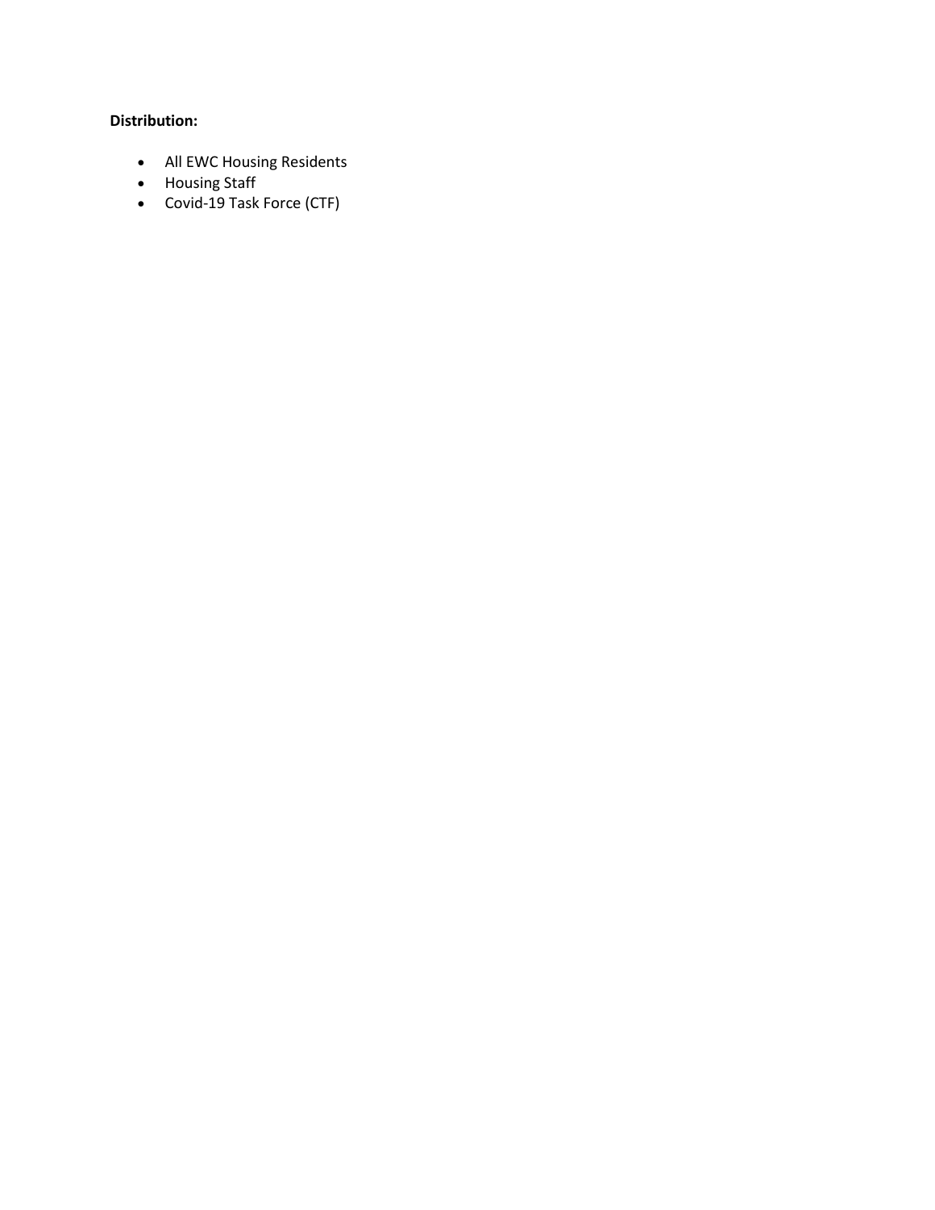**Distribution:**

- All EWC Housing Residents
- Housing Staff
- Covid-19 Task Force (CTF)